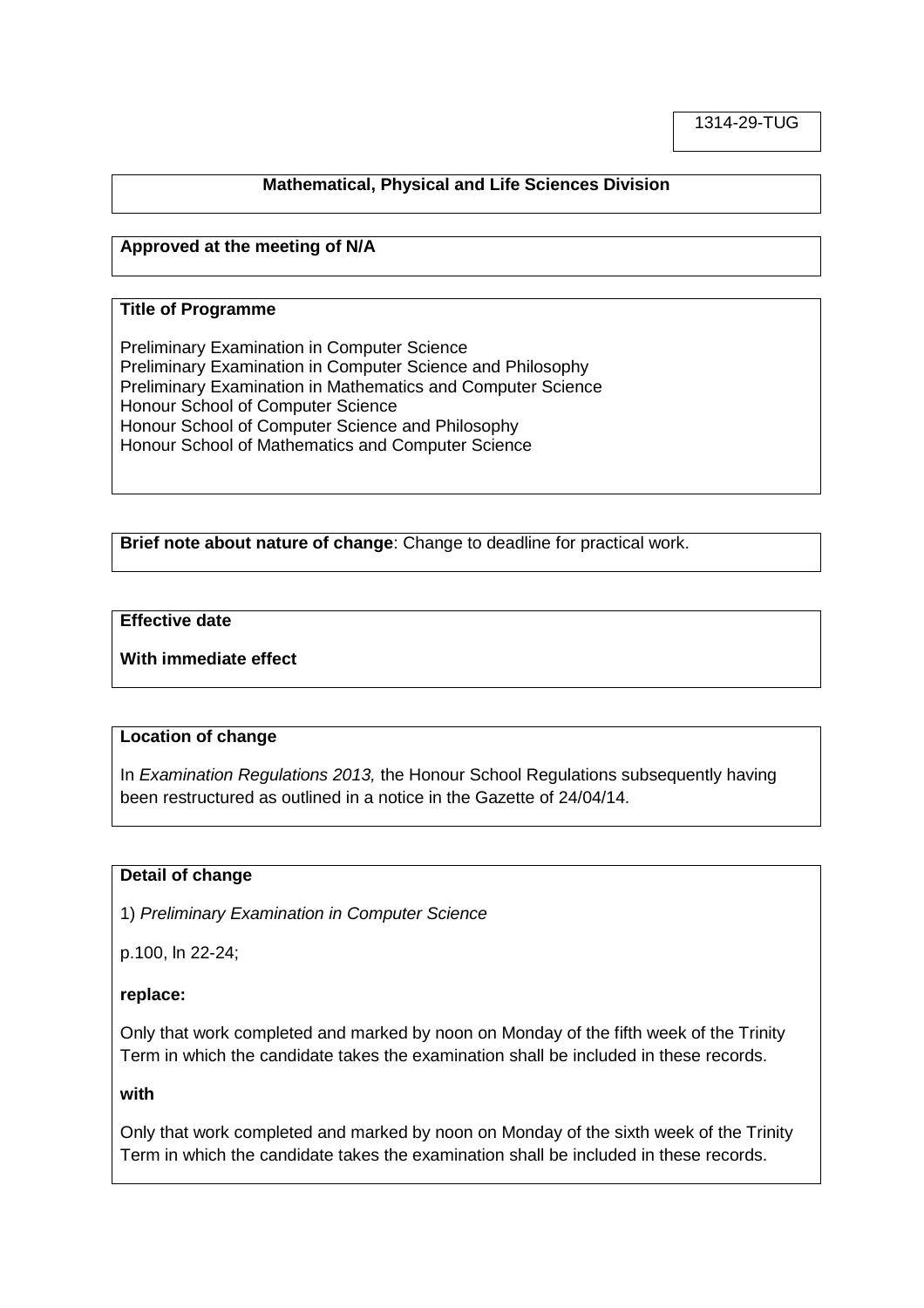1314-29-TUG

**Mathematical, Physical and Life Sciences Division**

**Approved at the meeting of N/A**

**Title of Programme**

Preliminary Examination in Computer Science
Preliminary Examination in Computer Science and Philosophy
Preliminary Examination in Mathematics and Computer Science
Honour School of Computer Science
Honour School of Computer Science and Philosophy
Honour School of Mathematics and Computer Science

**Brief note about nature of change**: Change to deadline for practical work.

**Effective date**

**With immediate effect**

**Location of change**

In *Examination Regulations 2013,* the Honour School Regulations subsequently having been restructured as outlined in a notice in the Gazette of 24/04/14.

**Detail of change**

1) *Preliminary Examination in Computer Science*

p.100, ln 22-24;

**replace:**

Only that work completed and marked by noon on Monday of the fifth week of the Trinity Term in which the candidate takes the examination shall be included in these records.

**with**

Only that work completed and marked by noon on Monday of the sixth week of the Trinity Term in which the candidate takes the examination shall be included in these records.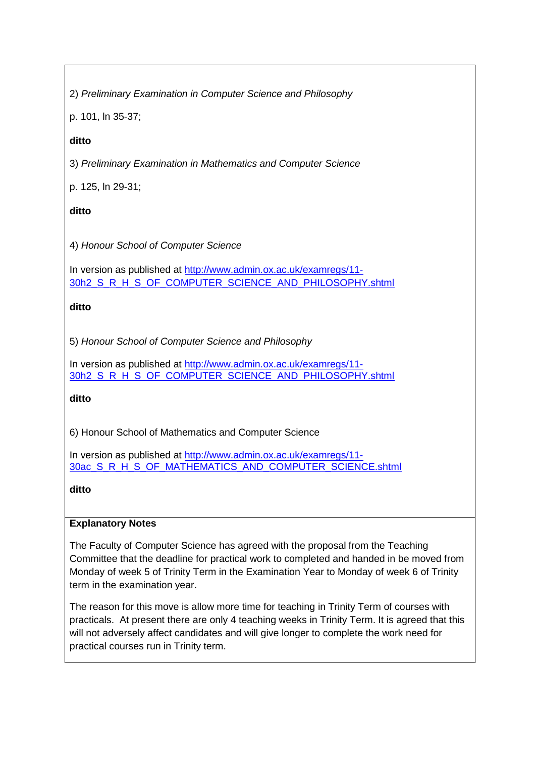2) *Preliminary Examination in Computer Science and Philosophy*

p. 101, ln 35-37;

**ditto**

3) *Preliminary Examination in Mathematics and Computer Science*

p. 125, ln 29-31;

**ditto**

4) *Honour School of Computer Science*

In version as published at [http://www.admin.ox.ac.uk/examregs/11-30h2_S_R_H_S_OF_COMPUTER_SCIENCE_AND_PHILOSOPHY.shtml](http://www.admin.ox.ac.uk/examregs/11-30h2_S_R_H_S_OF_COMPUTER_SCIENCE_AND_PHILOSOPHY.shtml)

**ditto**

5) *Honour School of Computer Science and Philosophy*

In version as published at [http://www.admin.ox.ac.uk/examregs/11-30h2_S_R_H_S_OF_COMPUTER_SCIENCE_AND_PHILOSOPHY.shtml](http://www.admin.ox.ac.uk/examregs/11-30h2_S_R_H_S_OF_COMPUTER_SCIENCE_AND_PHILOSOPHY.shtml)

**ditto**

6) Honour School of Mathematics and Computer Science

In version as published at [http://www.admin.ox.ac.uk/examregs/11-30ac_S_R_H_S_OF_MATHEMATICS_AND_COMPUTER_SCIENCE.shtml](http://www.admin.ox.ac.uk/examregs/11-30ac_S_R_H_S_OF_MATHEMATICS_AND_COMPUTER_SCIENCE.shtml)

**ditto**

**Explanatory Notes**

The Faculty of Computer Science has agreed with the proposal from the Teaching Committee that the deadline for practical work to completed and handed in be moved from Monday of week 5 of Trinity Term in the Examination Year to Monday of week 6 of Trinity term in the examination year.

The reason for this move is allow more time for teaching in Trinity Term of courses with practicals. At present there are only 4 teaching weeks in Trinity Term. It is agreed that this will not adversely affect candidates and will give longer to complete the work need for practical courses run in Trinity term.